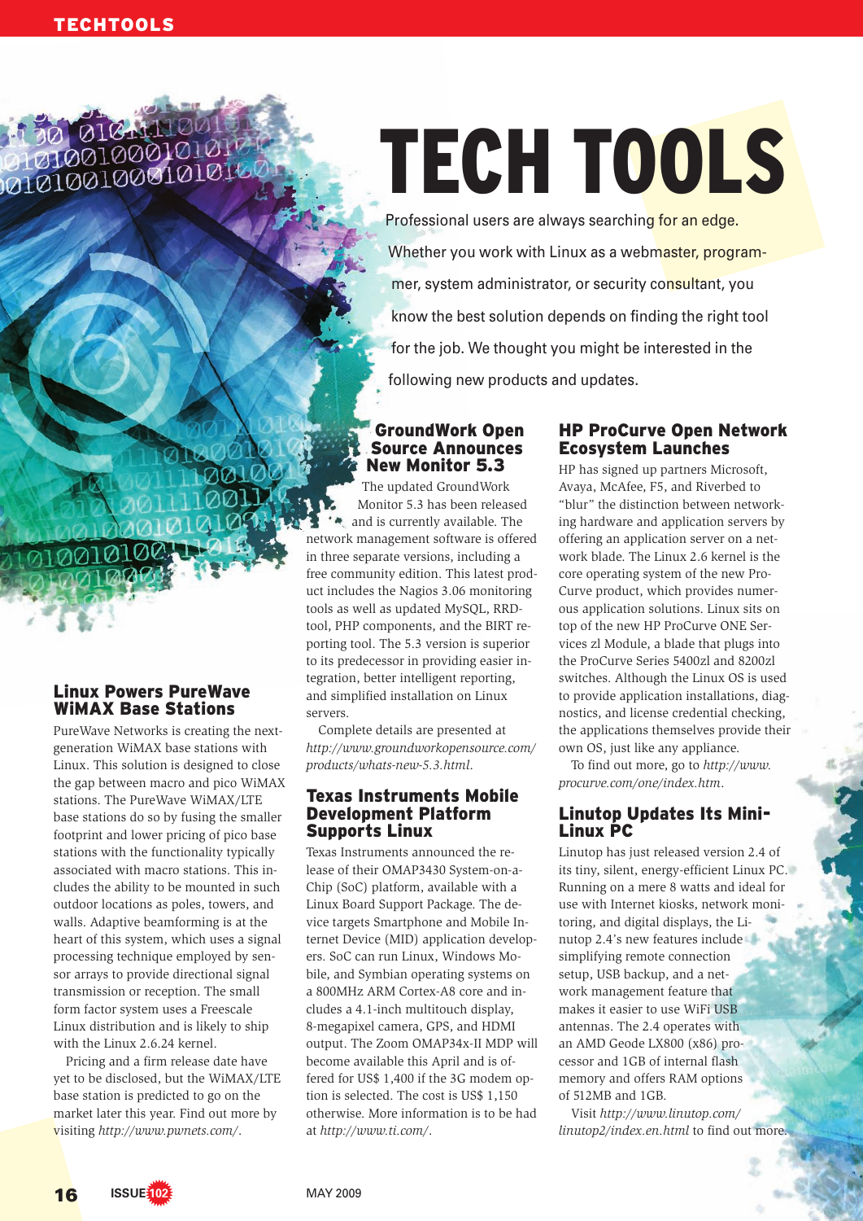# TECH TOOLS

Professional users are always searching for an edge. Whether you work with Linux as a webmaster, programmer, system administrator, or security consultant, you know the best solution depends on finding the right tool for the job. We thought you might be interested in the following new products and updates.

## Linux Powers PureWave WiMAX Base Stations

PureWave Networks is creating the next-generation WiMAX base stations with Linux. This solution is designed to close the gap between macro and pico WiMAX stations. The PureWave WiMAX/LTE base stations do so by fusing the smaller footprint and lower pricing of pico base stations with the functionality typically associated with macro stations. This includes the ability to be mounted in such outdoor locations as poles, towers, and walls. Adaptive beamforming is at the heart of this system, which uses a signal processing technique employed by sensor arrays to provide directional signal transmission or reception. The small form factor system uses a Freescale Linux distribution and is likely to ship with the Linux 2.6.24 kernel.

Pricing and a firm release date have yet to be disclosed, but the WiMAX/LTE base station is predicted to go on the market later this year. Find out more by visiting *http://www.pwnets.com/*.

## GroundWork Open Source Announces New Monitor 5.3

The updated GroundWork Monitor 5.3 has been released and is currently available. The network management software is offered in three separate versions, including a free community edition. This latest product includes the Nagios 3.06 monitoring tools as well as updated MySQL, RRDtool, PHP components, and the BIRT reporting tool. The 5.3 version is superior to its predecessor in providing easier integration, better intelligent reporting, and simplified installation on Linux servers.

Complete details are presented at *http://www.groundworkopensource.com/products/whats-new-5.3.html*.

## Texas Instruments Mobile Development Platform Supports Linux

Texas Instruments announced the release of their OMAP3430 System-on-a-Chip (SoC) platform, available with a Linux Board Support Package. The device targets Smartphone and Mobile Internet Device (MID) application developers. SoC can run Linux, Windows Mobile, and Symbian operating systems on a 800MHz ARM Cortex-A8 core and includes a 4.1-inch multitouch display, 8-megapixel camera, GPS, and HDMI output. The Zoom OMAP34x-II MDP will become available this April and is offered for US$ 1,400 if the 3G modem option is selected. The cost is US$ 1,150 otherwise. More information is to be had at *http://www.ti.com/*.

## HP ProCurve Open Network Ecosystem Launches

HP has signed up partners Microsoft, Avaya, McAfee, F5, and Riverbed to "blur" the distinction between networking hardware and application servers by offering an application server on a network blade. The Linux 2.6 kernel is the core operating system of the new ProCurve product, which provides numerous application solutions. Linux sits on top of the new HP ProCurve ONE Services zl Module, a blade that plugs into the ProCurve Series 5400zl and 8200zl switches. Although the Linux OS is used to provide application installations, diagnostics, and license credential checking, the applications themselves provide their own OS, just like any appliance.

To find out more, go to *http://www.procurve.com/one/index.htm*.

## Linutop Updates Its Mini-Linux PC

Linutop has just released version 2.4 of its tiny, silent, energy-efficient Linux PC. Running on a mere 8 watts and ideal for use with Internet kiosks, network monitoring, and digital displays, the Linutop 2.4's new features include simplifying remote connection setup, USB backup, and a network management feature that makes it easier to use WiFi USB antennas. The 2.4 operates with an AMD Geode LX800 (x86) processor and 1GB of internal flash memory and offers RAM options of 512MB and 1GB.

Visit *http://www.linutop.com/linutop2/index.en.html* to find out more.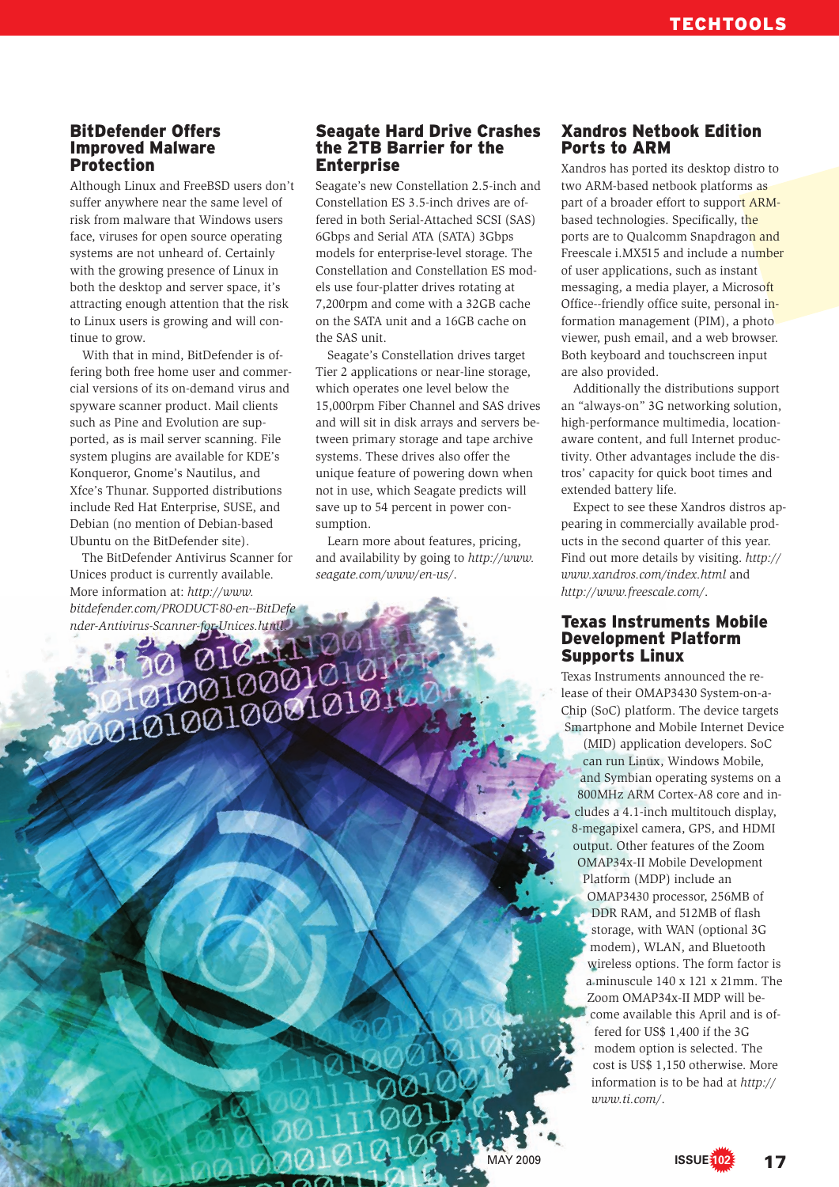## BitDefender Offers Improved Malware Protection

Although Linux and FreeBSD users don't suffer anywhere near the same level of risk from malware that Windows users face, viruses for open source operating systems are not unheard of. Certainly with the growing presence of Linux in both the desktop and server space, it's attracting enough attention that the risk to Linux users is growing and will continue to grow.

With that in mind, BitDefender is offering both free home user and commercial versions of its on-demand virus and spyware scanner product. Mail clients such as Pine and Evolution are supported, as is mail server scanning. File system plugins are available for KDE's Konqueror, Gnome's Nautilus, and Xfce's Thunar. Supported distributions include Red Hat Enterprise, SUSE, and Debian (no mention of Debian-based Ubuntu on the BitDefender site).

The BitDefender Antivirus Scanner for Unices product is currently available. More information at: *http://www.bitdefender.com/PRODUCT-80-en--BitDefender-Antivirus-Scanner-for-Unices.html*.

## Seagate Hard Drive Crashes the 2TB Barrier for the Enterprise

Seagate's new Constellation 2.5-inch and Constellation ES 3.5-inch drives are offered in both Serial-Attached SCSI (SAS) 6Gbps and Serial ATA (SATA) 3Gbps models for enterprise-level storage. The Constellation and Constellation ES models use four-platter drives rotating at 7,200rpm and come with a 32GB cache on the SATA unit and a 16GB cache on the SAS unit.

Seagate's Constellation drives target Tier 2 applications or near-line storage, which operates one level below the 15,000rpm Fiber Channel and SAS drives and will sit in disk arrays and servers between primary storage and tape archive systems. These drives also offer the unique feature of powering down when not in use, which Seagate predicts will save up to 54 percent in power consumption.

Learn more about features, pricing, and availability by going to *http://www.seagate.com/www/en-us/*.

## Xandros Netbook Edition Ports to ARM

Xandros has ported its desktop distro to two ARM-based netbook platforms as part of a broader effort to support ARM-based technologies. Specifically, the ports are to Qualcomm Snapdragon and Freescale i.MX515 and include a number of user applications, such as instant messaging, a media player, a Microsoft Office--friendly office suite, personal information management (PIM), a photo viewer, push email, and a web browser. Both keyboard and touchscreen input are also provided.

Additionally the distributions support an "always-on" 3G networking solution, high-performance multimedia, location-aware content, and full Internet productivity. Other advantages include the distros' capacity for quick boot times and extended battery life.

Expect to see these Xandros distros appearing in commercially available products in the second quarter of this year. Find out more details by visiting. *http://www.xandros.com/index.html* and *http://www.freescale.com/*.

## Texas Instruments Mobile Development Platform Supports Linux

Texas Instruments announced the release of their OMAP3430 System-on-a-Chip (SoC) platform. The device targets Smartphone and Mobile Internet Device (MID) application developers. SoC can run Linux, Windows Mobile, and Symbian operating systems on a 800MHz ARM Cortex-A8 core and includes a 4.1-inch multitouch display, 8-megapixel camera, GPS, and HDMI output. Other features of the Zoom OMAP34x-II Mobile Development Platform (MDP) include an OMAP3430 processor, 256MB of DDR RAM, and 512MB of flash storage, with WAN (optional 3G modem), WLAN, and Bluetooth wireless options. The form factor is a minuscule 140 x 121 x 21mm. The Zoom OMAP34x-II MDP will become available this April and is offered for US$ 1,400 if the 3G modem option is selected. The cost is US$ 1,150 otherwise. More information is to be had at *http://www.ti.com/*.